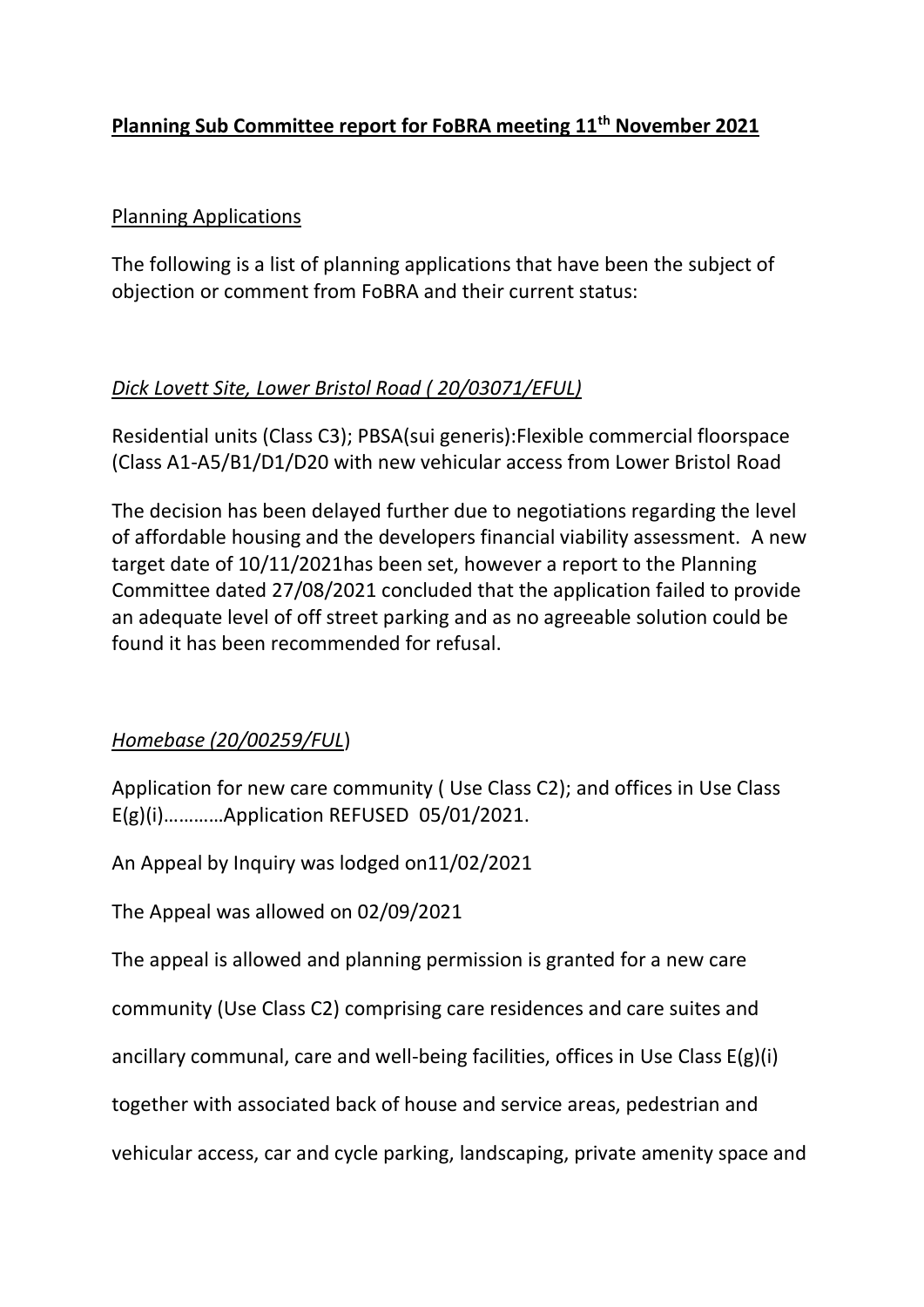# **Planning Sub Committee report for FoBRA meeting 11th November 2021**

## Planning Applications

The following is a list of planning applications that have been the subject of objection or comment from FoBRA and their current status:

### *Dick Lovett Site, Lower Bristol Road ( 20/03071/EFUL)*

Residential units (Class C3); PBSA(sui generis):Flexible commercial floorspace (Class A1-A5/B1/D1/D20 with new vehicular access from Lower Bristol Road

The decision has been delayed further due to negotiations regarding the level of affordable housing and the developers financial viability assessment. A new target date of 10/11/2021has been set, however a report to the Planning Committee dated 27/08/2021 concluded that the application failed to provide an adequate level of off street parking and as no agreeable solution could be found it has been recommended for refusal.

### *Homebase (20/00259/FUL*)

Application for new care community ( Use Class C2); and offices in Use Class E(g)(i)…………Application REFUSED 05/01/2021.

An Appeal by Inquiry was lodged on11/02/2021

The Appeal was allowed on 02/09/2021

The appeal is allowed and planning permission is granted for a new care community (Use Class C2) comprising care residences and care suites and ancillary communal, care and well-being facilities, offices in Use Class E(g)(i) together with associated back of house and service areas, pedestrian and vehicular access, car and cycle parking, landscaping, private amenity space and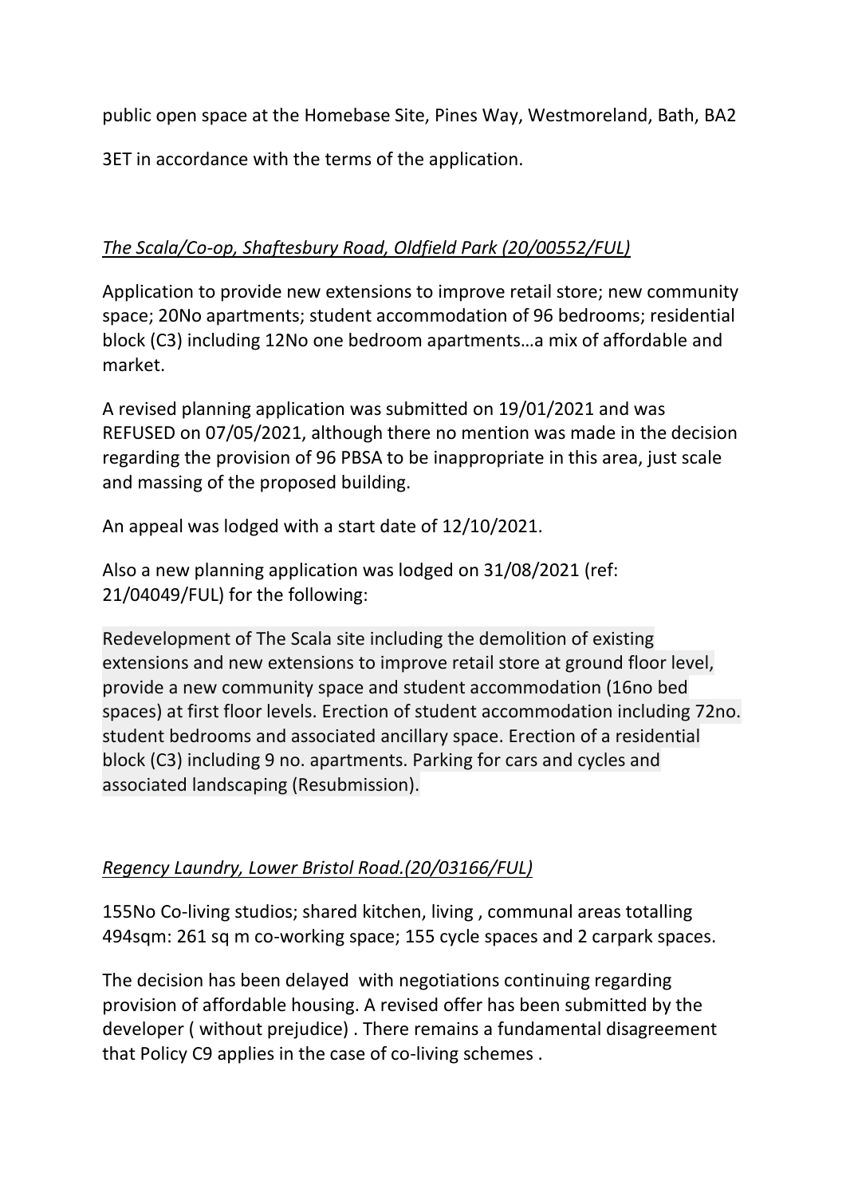public open space at the Homebase Site, Pines Way, Westmoreland, Bath, BA2 3ET in accordance with the terms of the application.

*The Scala/Co-op, Shaftesbury Road, Oldfield Park (20/00552/FUL)*

Application to provide new extensions to improve retail store; new community space; 20No apartments; student accommodation of 96 bedrooms; residential block (C3) including 12No one bedroom apartments…a mix of affordable and market.

A revised planning application was submitted on 19/01/2021 and was REFUSED on 07/05/2021, although there no mention was made in the decision regarding the provision of 96 PBSA to be inappropriate in this area, just scale and massing of the proposed building.

An appeal was lodged with a start date of 12/10/2021.

Also a new planning application was lodged on 31/08/2021 (ref: 21/04049/FUL) for the following:

Redevelopment of The Scala site including the demolition of existing extensions and new extensions to improve retail store at ground floor level, provide a new community space and student accommodation (16no bed spaces) at first floor levels. Erection of student accommodation including 72no. student bedrooms and associated ancillary space. Erection of a residential block (C3) including 9 no. apartments. Parking for cars and cycles and associated landscaping (Resubmission).

*Regency Laundry, Lower Bristol Road.(20/03166/FUL)*

155No Co-living studios; shared kitchen, living , communal areas totalling 494sqm: 261 sq m co-working space; 155 cycle spaces and 2 carpark spaces.

The decision has been delayed with negotiations continuing regarding provision of affordable housing. A revised offer has been submitted by the developer ( without prejudice) . There remains a fundamental disagreement that Policy C9 applies in the case of co-living schemes .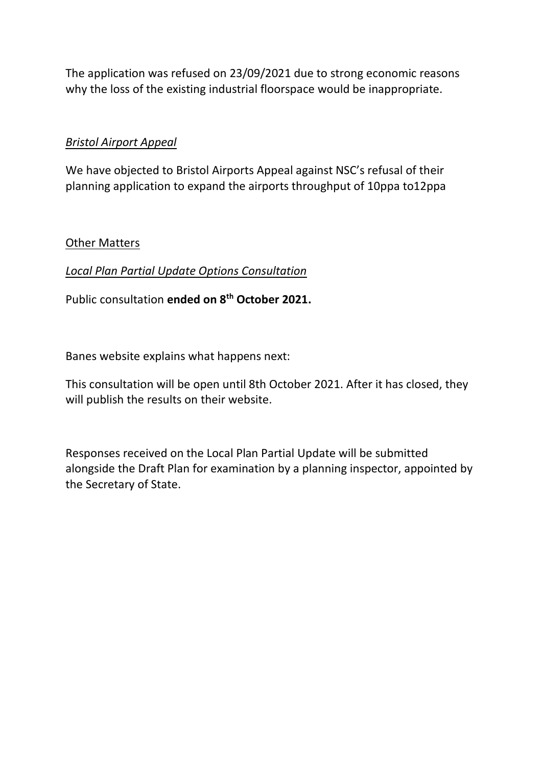The application was refused on 23/09/2021 due to strong economic reasons why the loss of the existing industrial floorspace would be inappropriate.

*Bristol Airport Appeal*

We have objected to Bristol Airports Appeal against NSC's refusal of their planning application to expand the airports throughput of 10ppa to12ppa

Other Matters

*Local Plan Partial Update Options Consultation*

Public consultation **ended on 8th October 2021.**

Banes website explains what happens next:

This consultation will be open until 8th October 2021. After it has closed, they will publish the results on their website.

Responses received on the Local Plan Partial Update will be submitted alongside the Draft Plan for examination by a planning inspector, appointed by the Secretary of State.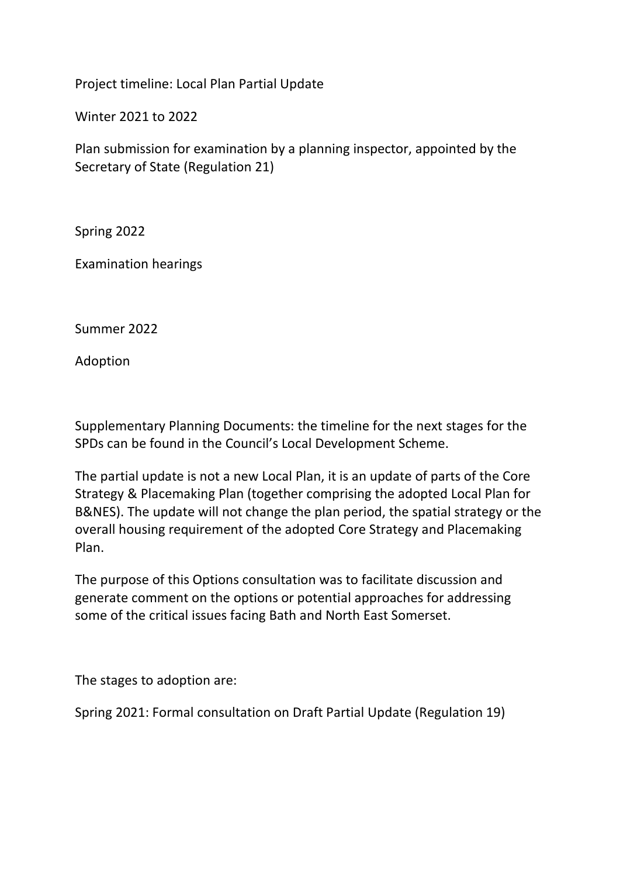Project timeline: Local Plan Partial Update

Winter 2021 to 2022

Plan submission for examination by a planning inspector, appointed by the Secretary of State (Regulation 21)

Spring 2022

Examination hearings

Summer 2022

Adoption

Supplementary Planning Documents: the timeline for the next stages for the SPDs can be found in the Council's Local Development Scheme.

The partial update is not a new Local Plan, it is an update of parts of the Core Strategy & Placemaking Plan (together comprising the adopted Local Plan for B&NES). The update will not change the plan period, the spatial strategy or the overall housing requirement of the adopted Core Strategy and Placemaking Plan.

The purpose of this Options consultation was to facilitate discussion and generate comment on the options or potential approaches for addressing some of the critical issues facing Bath and North East Somerset.

The stages to adoption are:

Spring 2021: Formal consultation on Draft Partial Update (Regulation 19)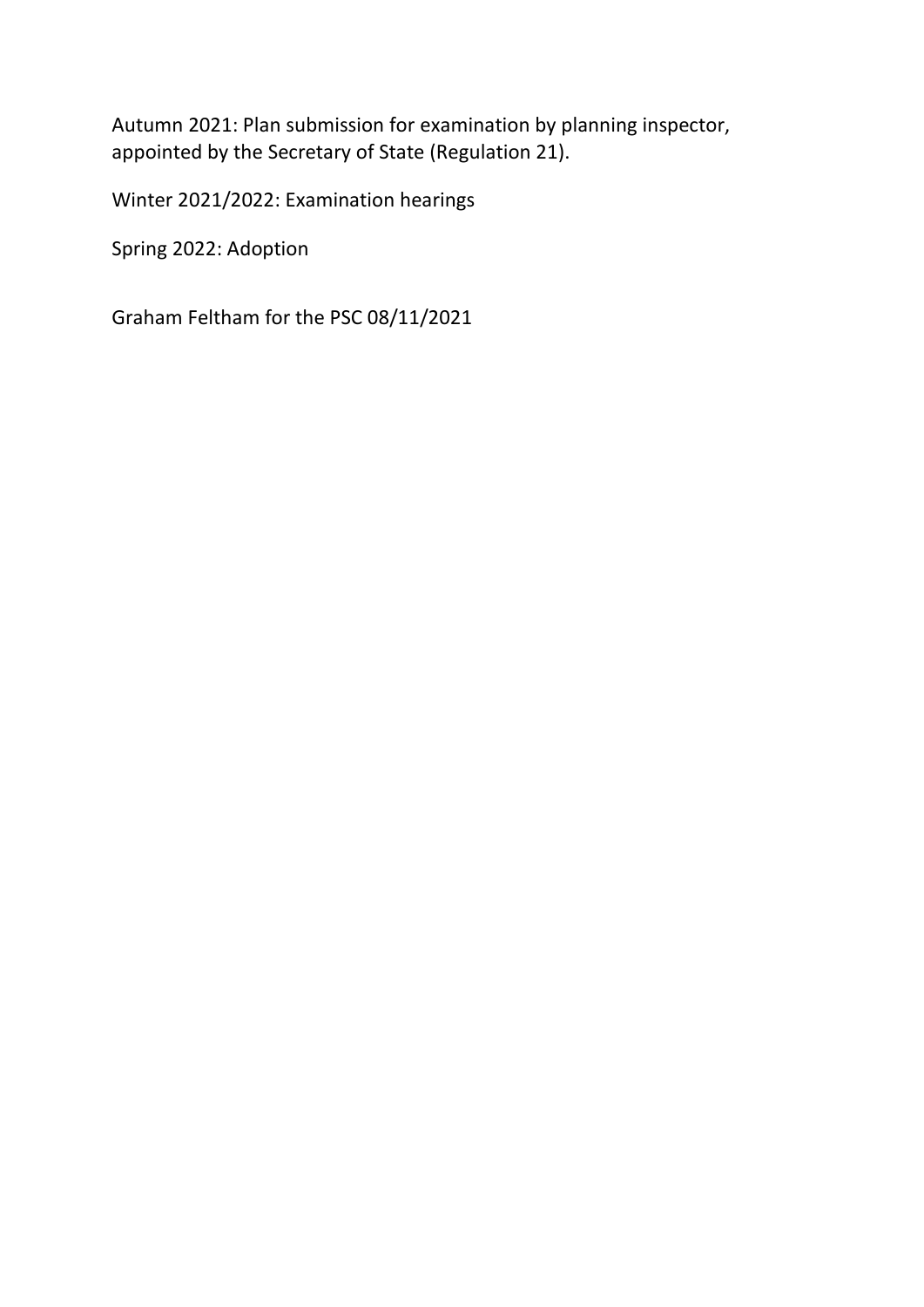Autumn 2021: Plan submission for examination by planning inspector, appointed by the Secretary of State (Regulation 21).

Winter 2021/2022: Examination hearings

Spring 2022: Adoption

Graham Feltham for the PSC 08/11/2021